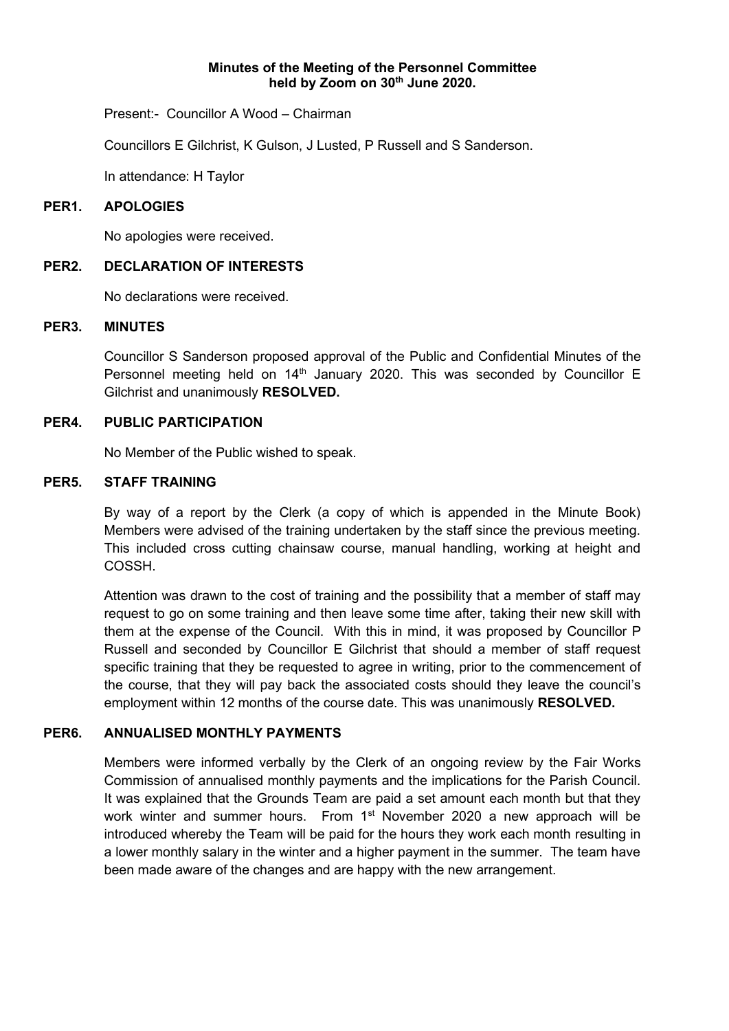**Minutes of the Meeting of the Personnel Committee held by Zoom on 30th June 2020.**

Present:- Councillor A Wood – Chairman

Councillors E Gilchrist, K Gulson, J Lusted, P Russell and S Sanderson.

In attendance: H Taylor

## PER1. APOLOGIES

No apologies were received.

## PER2. DECLARATION OF INTERESTS

No declarations were received.

## PER3. MINUTES

Councillor S Sanderson proposed approval of the Public and Confidential Minutes of the Personnel meeting held on 14th January 2020. This was seconded by Councillor E Gilchrist and unanimously **RESOLVED.**

## PER4. PUBLIC PARTICIPATION

No Member of the Public wished to speak.

## PER5. STAFF TRAINING

By way of a report by the Clerk (a copy of which is appended in the Minute Book) Members were advised of the training undertaken by the staff since the previous meeting. This included cross cutting chainsaw course, manual handling, working at height and COSSH.

Attention was drawn to the cost of training and the possibility that a member of staff may request to go on some training and then leave some time after, taking their new skill with them at the expense of the Council. With this in mind, it was proposed by Councillor P Russell and seconded by Councillor E Gilchrist that should a member of staff request specific training that they be requested to agree in writing, prior to the commencement of the course, that they will pay back the associated costs should they leave the council's employment within 12 months of the course date. This was unanimously **RESOLVED.**

## PER6. ANNUALISED MONTHLY PAYMENTS

Members were informed verbally by the Clerk of an ongoing review by the Fair Works Commission of annualised monthly payments and the implications for the Parish Council. It was explained that the Grounds Team are paid a set amount each month but that they work winter and summer hours. From 1st November 2020 a new approach will be introduced whereby the Team will be paid for the hours they work each month resulting in a lower monthly salary in the winter and a higher payment in the summer. The team have been made aware of the changes and are happy with the new arrangement.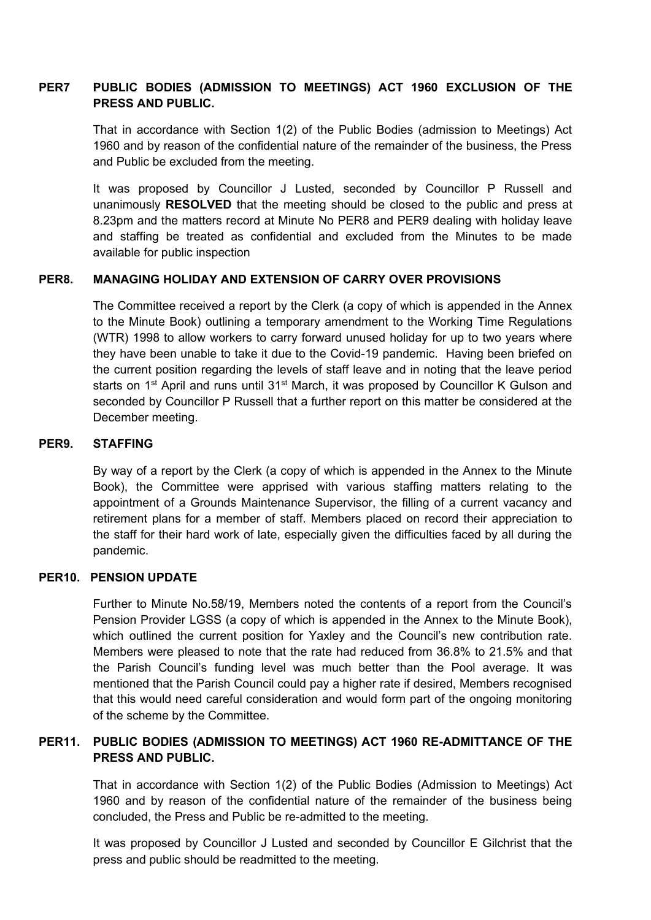## PER7 PUBLIC BODIES (ADMISSION TO MEETINGS) ACT 1960 EXCLUSION OF THE PRESS AND PUBLIC.

That in accordance with Section 1(2) of the Public Bodies (admission to Meetings) Act 1960 and by reason of the confidential nature of the remainder of the business, the Press and Public be excluded from the meeting.

It was proposed by Councillor J Lusted, seconded by Councillor P Russell and unanimously **RESOLVED** that the meeting should be closed to the public and press at 8.23pm and the matters record at Minute No PER8 and PER9 dealing with holiday leave and staffing be treated as confidential and excluded from the Minutes to be made available for public inspection

## PER8. MANAGING HOLIDAY AND EXTENSION OF CARRY OVER PROVISIONS

The Committee received a report by the Clerk (a copy of which is appended in the Annex to the Minute Book) outlining a temporary amendment to the Working Time Regulations (WTR) 1998 to allow workers to carry forward unused holiday for up to two years where they have been unable to take it due to the Covid-19 pandemic. Having been briefed on the current position regarding the levels of staff leave and in noting that the leave period starts on 1st April and runs until 31st March, it was proposed by Councillor K Gulson and seconded by Councillor P Russell that a further report on this matter be considered at the December meeting.

## PER9. STAFFING

By way of a report by the Clerk (a copy of which is appended in the Annex to the Minute Book), the Committee were apprised with various staffing matters relating to the appointment of a Grounds Maintenance Supervisor, the filling of a current vacancy and retirement plans for a member of staff. Members placed on record their appreciation to the staff for their hard work of late, especially given the difficulties faced by all during the pandemic.

## PER10. PENSION UPDATE

Further to Minute No.58/19, Members noted the contents of a report from the Council's Pension Provider LGSS (a copy of which is appended in the Annex to the Minute Book), which outlined the current position for Yaxley and the Council's new contribution rate. Members were pleased to note that the rate had reduced from 36.8% to 21.5% and that the Parish Council's funding level was much better than the Pool average. It was mentioned that the Parish Council could pay a higher rate if desired, Members recognised that this would need careful consideration and would form part of the ongoing monitoring of the scheme by the Committee.

## PER11. PUBLIC BODIES (ADMISSION TO MEETINGS) ACT 1960 RE-ADMITTANCE OF THE PRESS AND PUBLIC.

That in accordance with Section 1(2) of the Public Bodies (Admission to Meetings) Act 1960 and by reason of the confidential nature of the remainder of the business being concluded, the Press and Public be re-admitted to the meeting.

It was proposed by Councillor J Lusted and seconded by Councillor E Gilchrist that the press and public should be readmitted to the meeting.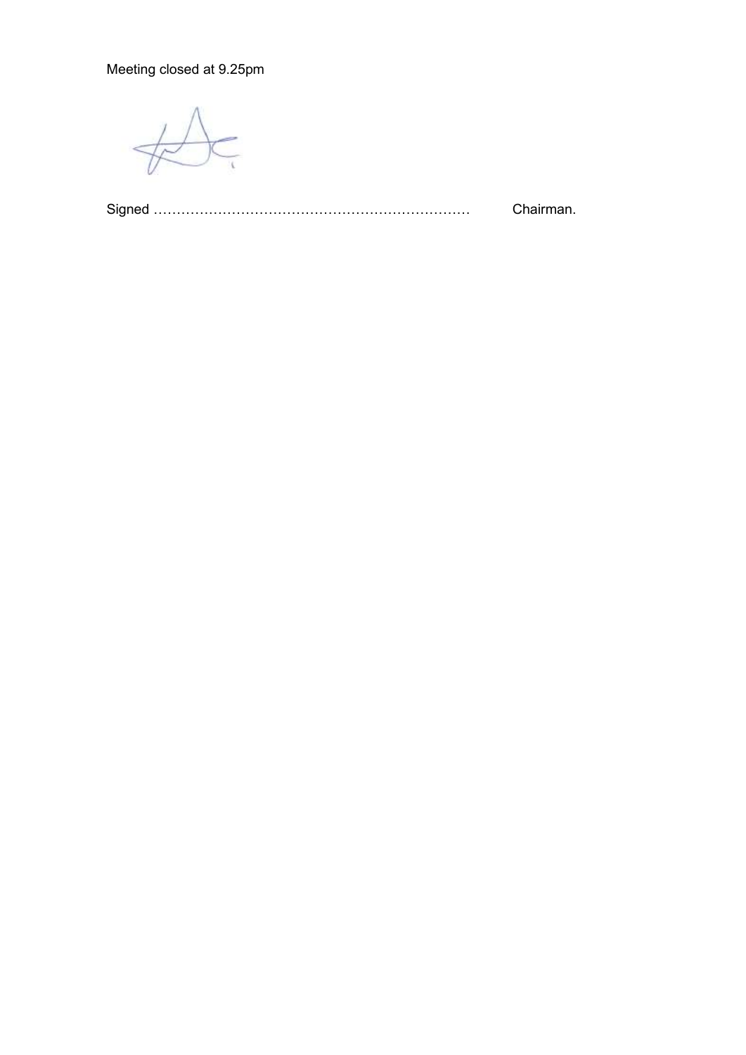Meeting closed at 9.25pm

Signed …………………………………………………………… Chairman.